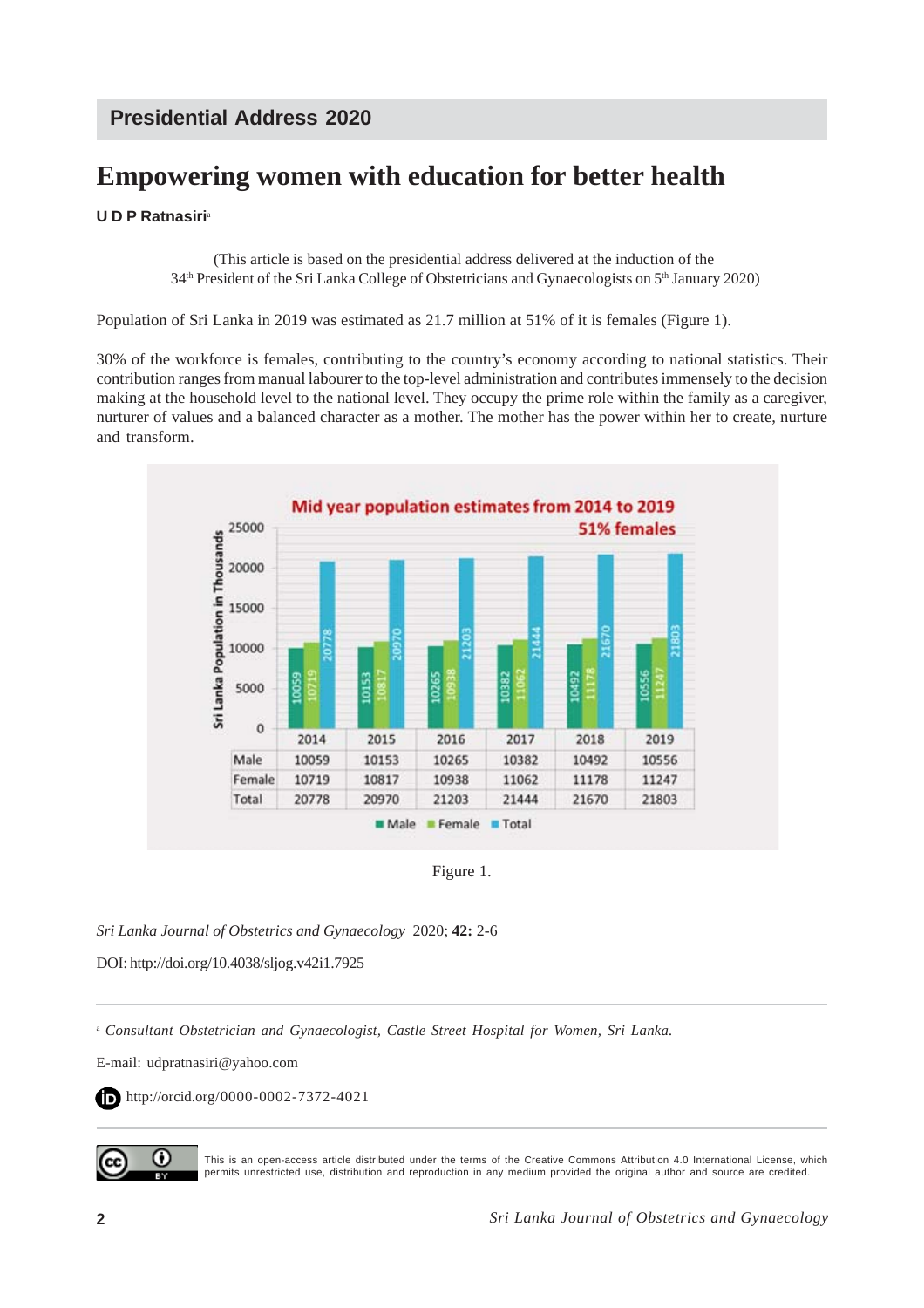Presidential Address 2020

# Empowering women with education for better health

**U D P Ratnasiri**[a]

(This article is based on the presidential address delivered at the induction of the 34th President of the Sri Lanka College of Obstetricians and Gynaecologists on 5th January 2020)

Population of Sri Lanka in 2019 was estimated as 21.7 million at 51% of it is females (Figure 1).

30% of the workforce is females, contributing to the country's economy according to national statistics. Their contribution ranges from manual labourer to the top-level administration and contributes immensely to the decision making at the household level to the national level. They occupy the prime role within the family as a caregiver, nurturer of values and a balanced character as a mother. The mother has the power within her to create, nurture and transform.

Mid year population estimates from 2014 to 2019
51% females

| | 2014 | 2015 | 2016 | 2017 | 2018 | 2019 |
|---|---|---|---|---|---|---|
| Male | 10059 | 10153 | 10265 | 10382 | 10492 | 10556 |
| Female | 10719 | 10817 | 10938 | 11062 | 11178 | 11247 |
| Total | 20778 | 20970 | 21203 | 21444 | 21670 | 21803 |

Figure 1.

*Sri Lanka Journal of Obstetrics and Gynaecology* 2020; **42:** 2-6

DOI: http://doi.org/10.4038/sljog.v42i1.7925

[a] *Consultant Obstetrician and Gynaecologist, Castle Street Hospital for Women, Sri Lanka.*

E-mail: udpratnasiri@yahoo.com

http://orcid.org/0000-0002-7372-4021

This is an open-access article distributed under the terms of the Creative Commons Attribution 4.0 International License, which permits unrestricted use, distribution and reproduction in any medium provided the original author and source are credited.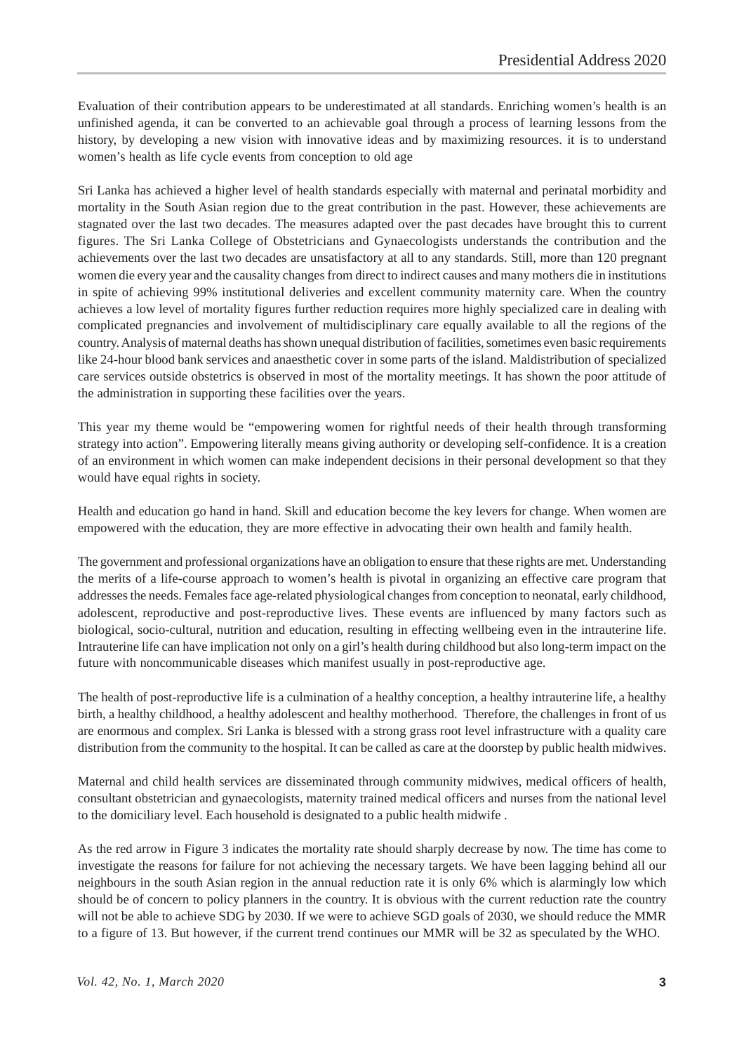Evaluation of their contribution appears to be underestimated at all standards. Enriching women's health is an unfinished agenda, it can be converted to an achievable goal through a process of learning lessons from the history, by developing a new vision with innovative ideas and by maximizing resources. it is to understand women's health as life cycle events from conception to old age

Sri Lanka has achieved a higher level of health standards especially with maternal and perinatal morbidity and mortality in the South Asian region due to the great contribution in the past. However, these achievements are stagnated over the last two decades. The measures adapted over the past decades have brought this to current figures. The Sri Lanka College of Obstetricians and Gynaecologists understands the contribution and the achievements over the last two decades are unsatisfactory at all to any standards. Still, more than 120 pregnant women die every year and the causality changes from direct to indirect causes and many mothers die in institutions in spite of achieving 99% institutional deliveries and excellent community maternity care. When the country achieves a low level of mortality figures further reduction requires more highly specialized care in dealing with complicated pregnancies and involvement of multidisciplinary care equally available to all the regions of the country. Analysis of maternal deaths has shown unequal distribution of facilities, sometimes even basic requirements like 24-hour blood bank services and anaesthetic cover in some parts of the island. Maldistribution of specialized care services outside obstetrics is observed in most of the mortality meetings. It has shown the poor attitude of the administration in supporting these facilities over the years.

This year my theme would be "empowering women for rightful needs of their health through transforming strategy into action". Empowering literally means giving authority or developing self-confidence. It is a creation of an environment in which women can make independent decisions in their personal development so that they would have equal rights in society.

Health and education go hand in hand. Skill and education become the key levers for change. When women are empowered with the education, they are more effective in advocating their own health and family health.

The government and professional organizations have an obligation to ensure that these rights are met. Understanding the merits of a life-course approach to women's health is pivotal in organizing an effective care program that addresses the needs. Females face age-related physiological changes from conception to neonatal, early childhood, adolescent, reproductive and post-reproductive lives. These events are influenced by many factors such as biological, socio-cultural, nutrition and education, resulting in effecting wellbeing even in the intrauterine life. Intrauterine life can have implication not only on a girl's health during childhood but also long-term impact on the future with noncommunicable diseases which manifest usually in post-reproductive age.

The health of post-reproductive life is a culmination of a healthy conception, a healthy intrauterine life, a healthy birth, a healthy childhood, a healthy adolescent and healthy motherhood. Therefore, the challenges in front of us are enormous and complex. Sri Lanka is blessed with a strong grass root level infrastructure with a quality care distribution from the community to the hospital. It can be called as care at the doorstep by public health midwives.

Maternal and child health services are disseminated through community midwives, medical officers of health, consultant obstetrician and gynaecologists, maternity trained medical officers and nurses from the national level to the domiciliary level. Each household is designated to a public health midwife .

As the red arrow in Figure 3 indicates the mortality rate should sharply decrease by now. The time has come to investigate the reasons for failure for not achieving the necessary targets. We have been lagging behind all our neighbours in the south Asian region in the annual reduction rate it is only 6% which is alarmingly low which should be of concern to policy planners in the country. It is obvious with the current reduction rate the country will not be able to achieve SDG by 2030. If we were to achieve SGD goals of 2030, we should reduce the MMR to a figure of 13. But however, if the current trend continues our MMR will be 32 as speculated by the WHO.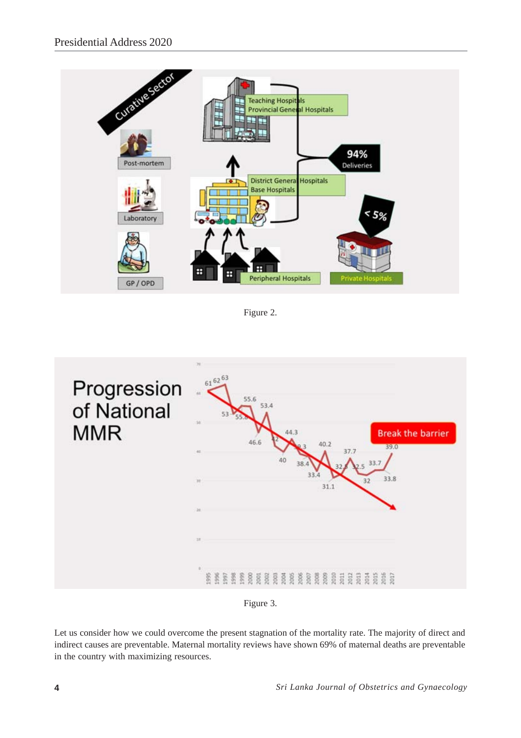Figure 2.

Figure 3.

Let us consider how we could overcome the present stagnation of the mortality rate. The majority of direct and indirect causes are preventable. Maternal mortality reviews have shown 69% of maternal deaths are preventable in the country with maximizing resources.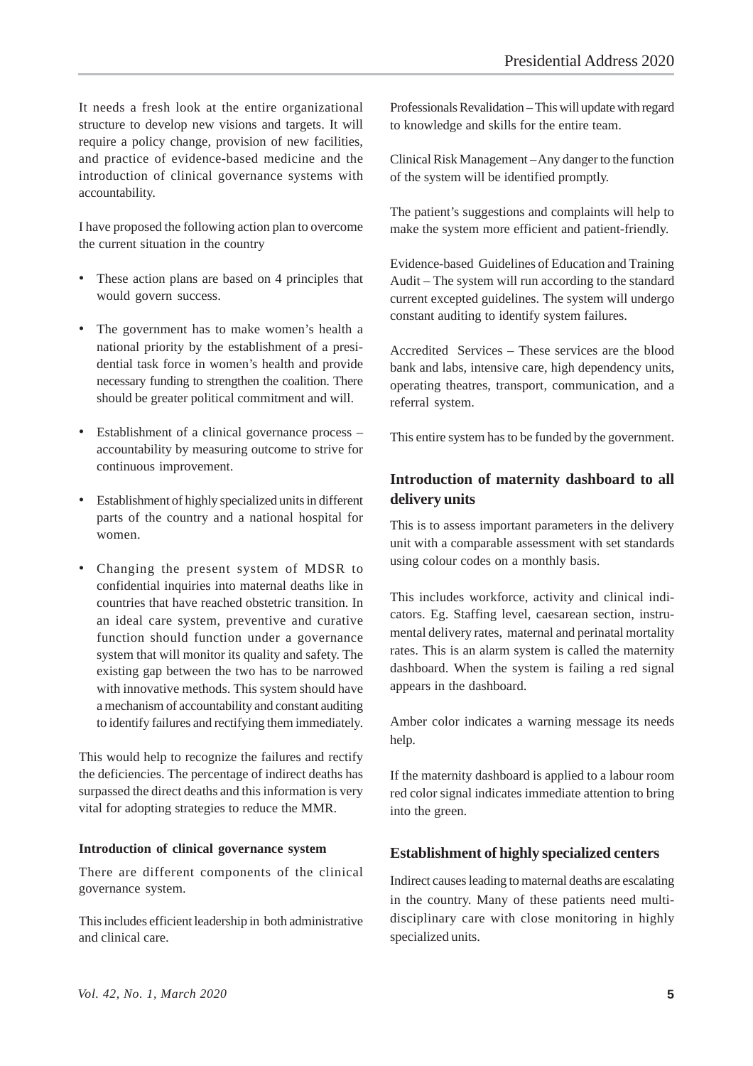It needs a fresh look at the entire organizational structure to develop new visions and targets. It will require a policy change, provision of new facilities, and practice of evidence-based medicine and the introduction of clinical governance systems with accountability.

I have proposed the following action plan to overcome the current situation in the country

- These action plans are based on 4 principles that would govern success.
- The government has to make women's health a national priority by the establishment of a presidential task force in women's health and provide necessary funding to strengthen the coalition. There should be greater political commitment and will.
- Establishment of a clinical governance process – accountability by measuring outcome to strive for continuous improvement.
- Establishment of highly specialized units in different parts of the country and a national hospital for women.
- Changing the present system of MDSR to confidential inquiries into maternal deaths like in countries that have reached obstetric transition. In an ideal care system, preventive and curative function should function under a governance system that will monitor its quality and safety. The existing gap between the two has to be narrowed with innovative methods. This system should have a mechanism of accountability and constant auditing to identify failures and rectifying them immediately.

This would help to recognize the failures and rectify the deficiencies. The percentage of indirect deaths has surpassed the direct deaths and this information is very vital for adopting strategies to reduce the MMR.

**Introduction of clinical governance system**

There are different components of the clinical governance system.

This includes efficient leadership in both administrative and clinical care.

Professionals Revalidation – This will update with regard to knowledge and skills for the entire team.

Clinical Risk Management – Any danger to the function of the system will be identified promptly.

The patient's suggestions and complaints will help to make the system more efficient and patient-friendly.

Evidence-based Guidelines of Education and Training Audit – The system will run according to the standard current excepted guidelines. The system will undergo constant auditing to identify system failures.

Accredited Services – These services are the blood bank and labs, intensive care, high dependency units, operating theatres, transport, communication, and a referral system.

This entire system has to be funded by the government.

## Introduction of maternity dashboard to all delivery units

This is to assess important parameters in the delivery unit with a comparable assessment with set standards using colour codes on a monthly basis.

This includes workforce, activity and clinical indicators. Eg. Staffing level, caesarean section, instrumental delivery rates, maternal and perinatal mortality rates. This is an alarm system is called the maternity dashboard. When the system is failing a red signal appears in the dashboard.

Amber color indicates a warning message its needs help.

If the maternity dashboard is applied to a labour room red color signal indicates immediate attention to bring into the green.

## Establishment of highly specialized centers

Indirect causes leading to maternal deaths are escalating in the country. Many of these patients need multidisciplinary care with close monitoring in highly specialized units.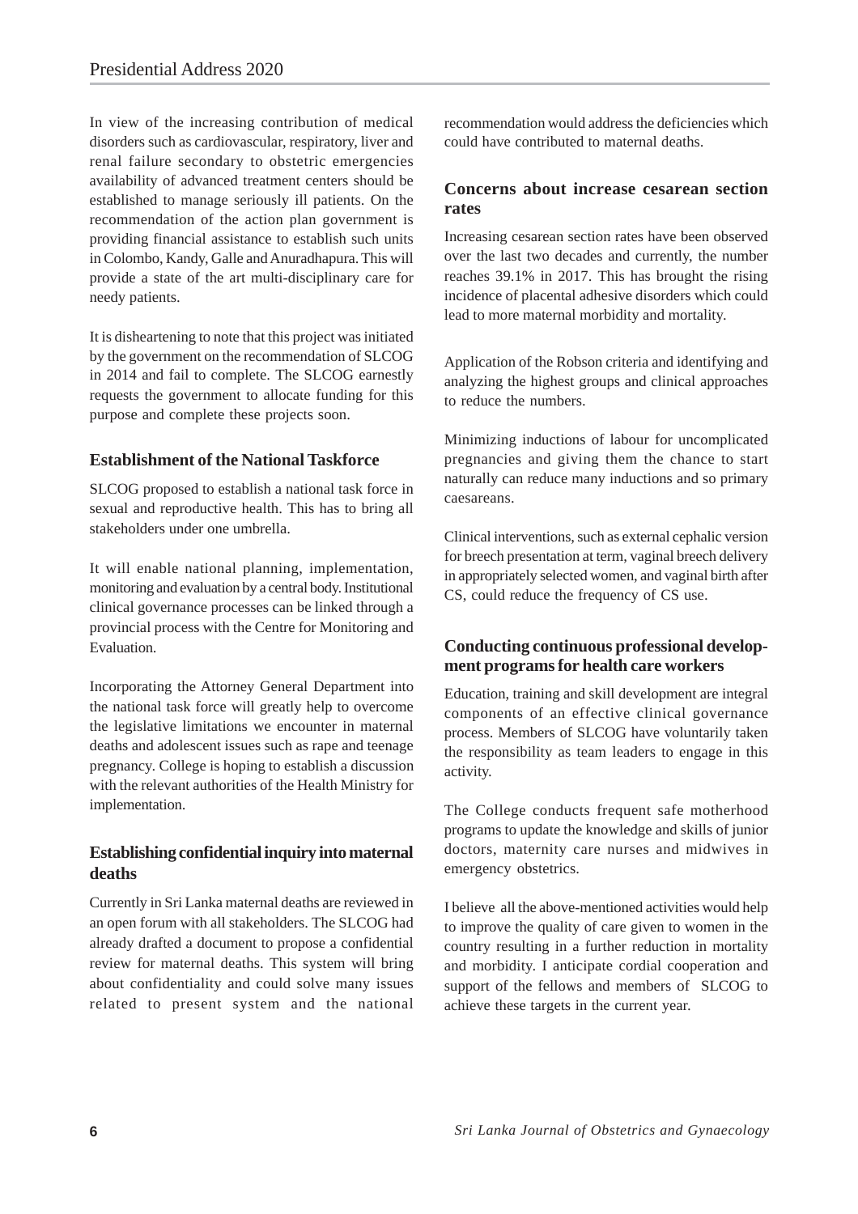In view of the increasing contribution of medical disorders such as cardiovascular, respiratory, liver and renal failure secondary to obstetric emergencies availability of advanced treatment centers should be established to manage seriously ill patients. On the recommendation of the action plan government is providing financial assistance to establish such units in Colombo, Kandy, Galle and Anuradhapura. This will provide a state of the art multi-disciplinary care for needy patients.

It is disheartening to note that this project was initiated by the government on the recommendation of SLCOG in 2014 and fail to complete. The SLCOG earnestly requests the government to allocate funding for this purpose and complete these projects soon.

## Establishment of the National Taskforce

SLCOG proposed to establish a national task force in sexual and reproductive health. This has to bring all stakeholders under one umbrella.

It will enable national planning, implementation, monitoring and evaluation by a central body. Institutional clinical governance processes can be linked through a provincial process with the Centre for Monitoring and Evaluation.

Incorporating the Attorney General Department into the national task force will greatly help to overcome the legislative limitations we encounter in maternal deaths and adolescent issues such as rape and teenage pregnancy. College is hoping to establish a discussion with the relevant authorities of the Health Ministry for implementation.

## Establishing confidential inquiry into maternal deaths

Currently in Sri Lanka maternal deaths are reviewed in an open forum with all stakeholders. The SLCOG had already drafted a document to propose a confidential review for maternal deaths. This system will bring about confidentiality and could solve many issues related to present system and the national recommendation would address the deficiencies which could have contributed to maternal deaths.

## Concerns about increase cesarean section rates

Increasing cesarean section rates have been observed over the last two decades and currently, the number reaches 39.1% in 2017. This has brought the rising incidence of placental adhesive disorders which could lead to more maternal morbidity and mortality.

Application of the Robson criteria and identifying and analyzing the highest groups and clinical approaches to reduce the numbers.

Minimizing inductions of labour for uncomplicated pregnancies and giving them the chance to start naturally can reduce many inductions and so primary caesareans.

Clinical interventions, such as external cephalic version for breech presentation at term, vaginal breech delivery in appropriately selected women, and vaginal birth after CS, could reduce the frequency of CS use.

## Conducting continuous professional development programs for health care workers

Education, training and skill development are integral components of an effective clinical governance process. Members of SLCOG have voluntarily taken the responsibility as team leaders to engage in this activity.

The College conducts frequent safe motherhood programs to update the knowledge and skills of junior doctors, maternity care nurses and midwives in emergency obstetrics.

I believe all the above-mentioned activities would help to improve the quality of care given to women in the country resulting in a further reduction in mortality and morbidity. I anticipate cordial cooperation and support of the fellows and members of SLCOG to achieve these targets in the current year.